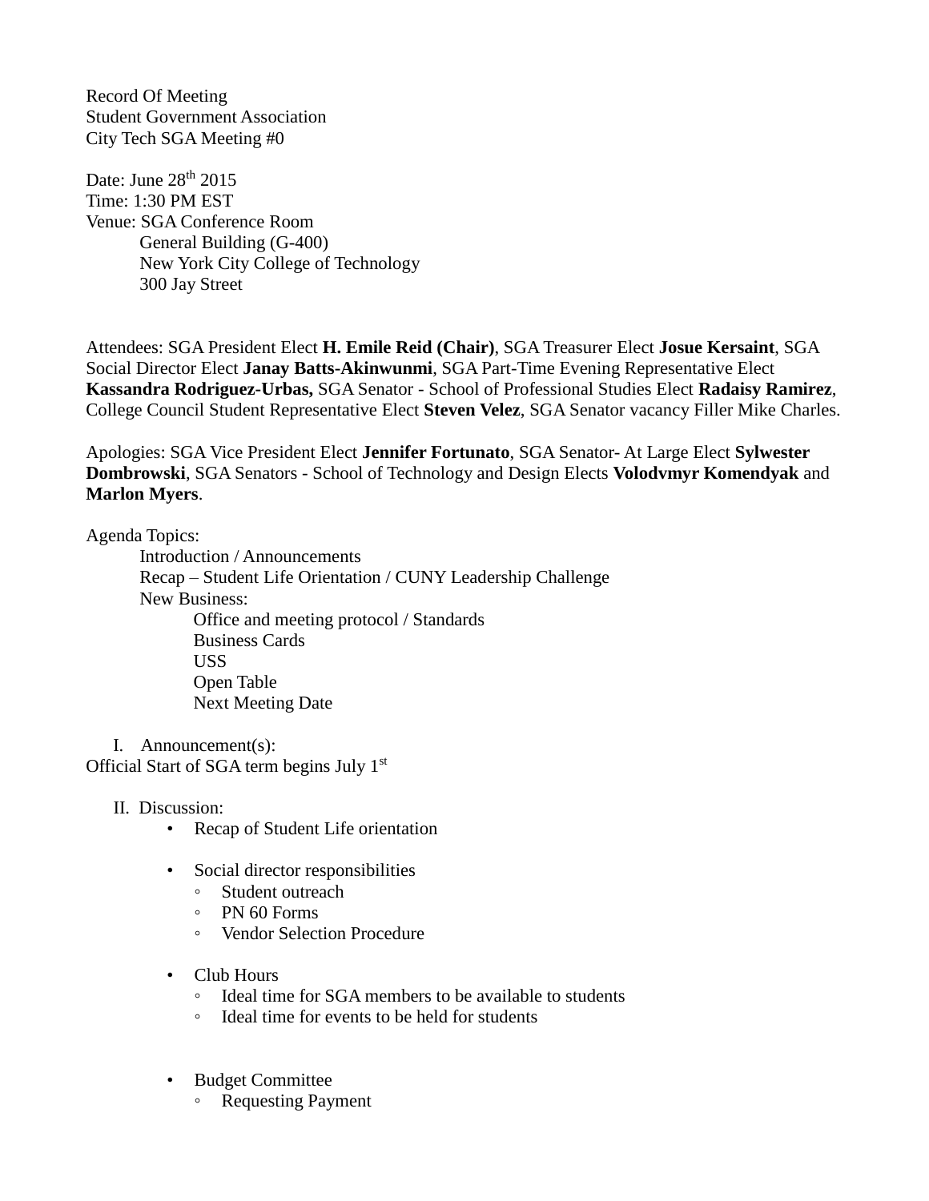Record Of Meeting
Student Government Association
City Tech SGA Meeting #0

Date: June 28th 2015
Time: 1:30 PM EST
Venue: SGA Conference Room
General Building (G-400)
New York City College of Technology
300 Jay Street

Attendees: SGA President Elect **H. Emile Reid (Chair)**, SGA Treasurer Elect **Josue Kersaint**, SGA Social Director Elect **Janay Batts-Akinwunmi**, SGA Part-Time Evening Representative Elect **Kassandra Rodriguez-Urbas,** SGA Senator - School of Professional Studies Elect **Radaisy Ramirez**, College Council Student Representative Elect **Steven Velez**, SGA Senator vacancy Filler Mike Charles.

Apologies: SGA Vice President Elect **Jennifer Fortunato**, SGA Senator- At Large Elect **Sylwester Dombrowski**, SGA Senators - School of Technology and Design Elects **Volodvmyr Komendyak** and **Marlon Myers**.

Agenda Topics:

- Introduction / Announcements
- Recap – Student Life Orientation / CUNY Leadership Challenge
- New Business:
  - Office and meeting protocol / Standards
  - Business Cards
  - USS
  - Open Table
  - Next Meeting Date

I. Announcement(s):

Official Start of SGA term begins July 1st

II. Discussion:

- Recap of Student Life orientation

- Social director responsibilities
  - Student outreach
  - PN 60 Forms
  - Vendor Selection Procedure

- Club Hours
  - Ideal time for SGA members to be available to students
  - Ideal time for events to be held for students

- Budget Committee
  - Requesting Payment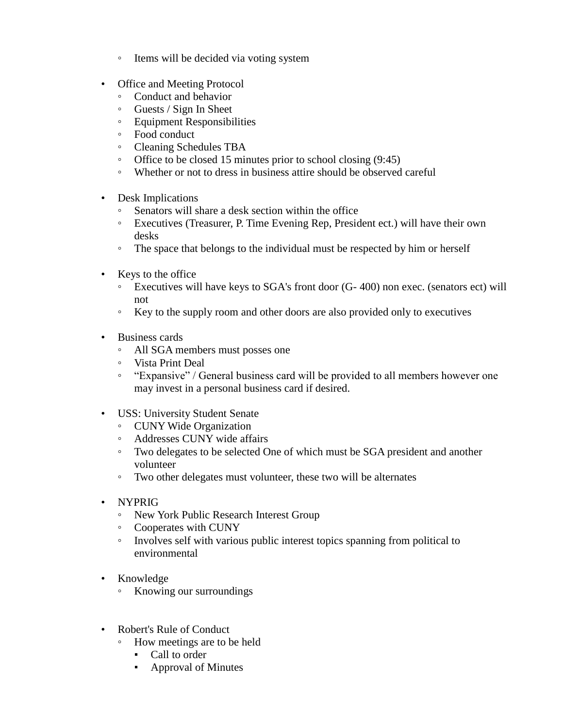- Items will be decided via voting system

- Office and Meeting Protocol
    - Conduct and behavior
    - Guests / Sign In Sheet
    - Equipment Responsibilities
    - Food conduct
    - Cleaning Schedules TBA
    - Office to be closed 15 minutes prior to school closing (9:45)
    - Whether or not to dress in business attire should be observed careful

- Desk Implications
    - Senators will share a desk section within the office
    - Executives (Treasurer, P. Time Evening Rep, President ect.) will have their own desks
    - The space that belongs to the individual must be respected by him or herself

- Keys to the office
    - Executives will have keys to SGA's front door (G- 400) non exec. (senators ect) will not
    - Key to the supply room and other doors are also provided only to executives

- Business cards
    - All SGA members must posses one
    - Vista Print Deal
    - "Expansive" / General business card will be provided to all members however one may invest in a personal business card if desired.

- USS: University Student Senate
    - CUNY Wide Organization
    - Addresses CUNY wide affairs
    - Two delegates to be selected One of which must be SGA president and another volunteer
    - Two other delegates must volunteer, these two will be alternates

- NYPRIG
    - New York Public Research Interest Group
    - Cooperates with CUNY
    - Involves self with various public interest topics spanning from political to environmental

- Knowledge
    - Knowing our surroundings

- Robert's Rule of Conduct
    - How meetings are to be held
        - Call to order
        - Approval of Minutes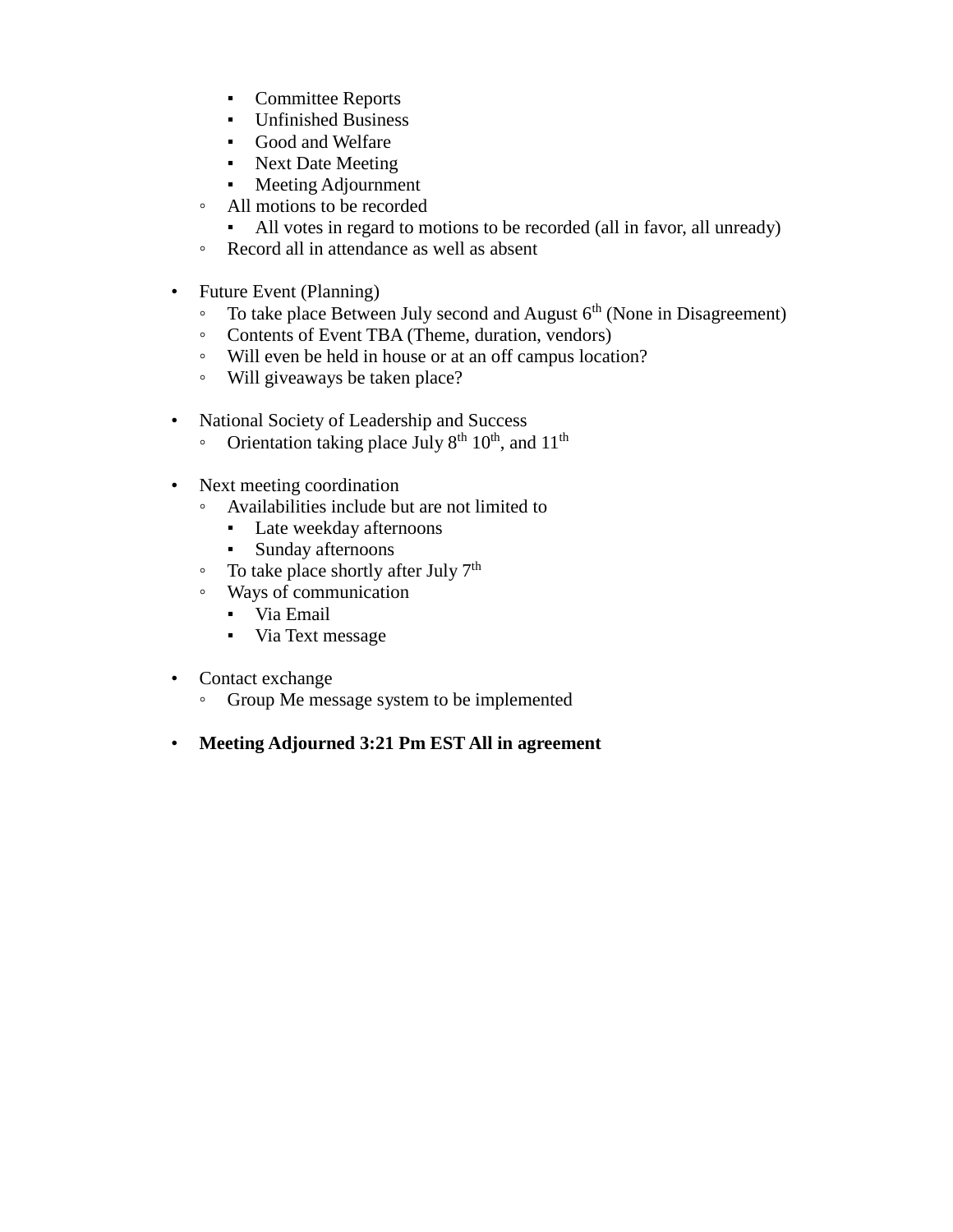- Committee Reports
        - Unfinished Business
        - Good and Welfare
        - Next Date Meeting
        - Meeting Adjournment
    - All motions to be recorded
        - All votes in regard to motions to be recorded (all in favor, all unready)
    - Record all in attendance as well as absent

- Future Event (Planning)
    - To take place Between July second and August 6th (None in Disagreement)
    - Contents of Event TBA (Theme, duration, vendors)
    - Will even be held in house or at an off campus location?
    - Will giveaways be taken place?

- National Society of Leadership and Success
    - Orientation taking place July 8th 10th, and 11th

- Next meeting coordination
    - Availabilities include but are not limited to
        - Late weekday afternoons
        - Sunday afternoons
    - To take place shortly after July 7th
    - Ways of communication
        - Via Email
        - Via Text message

- Contact exchange
    - Group Me message system to be implemented

- **Meeting Adjourned 3:21 Pm EST All in agreement**